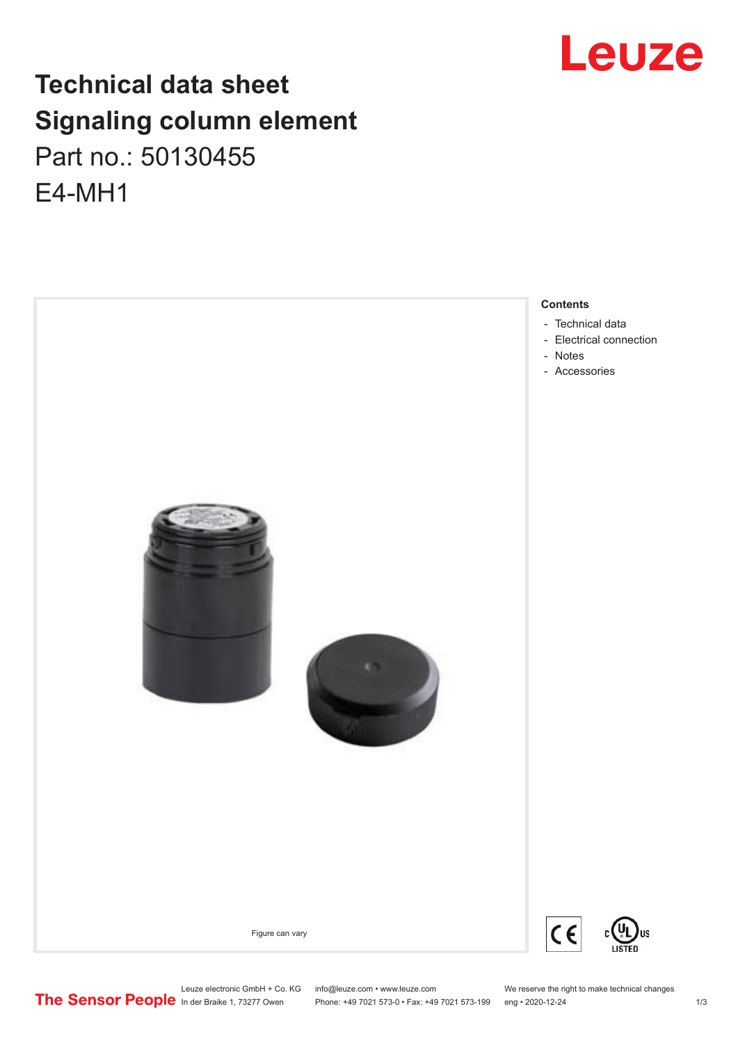# Technical data sheet
# Signaling column element
## Part no.: 50130455
## E4-MH1

Figure can vary

**Contents**

- Technical data
- Electrical connection
- Notes
- Accessories

Leuze electronic GmbH + Co. KG
In der Braike 1, 73277 Owen

info@leuze.com • www.leuze.com
Phone: +49 7021 573-0 • Fax: +49 7021 573-199

We reserve the right to make technical changes
eng • 2020-12-24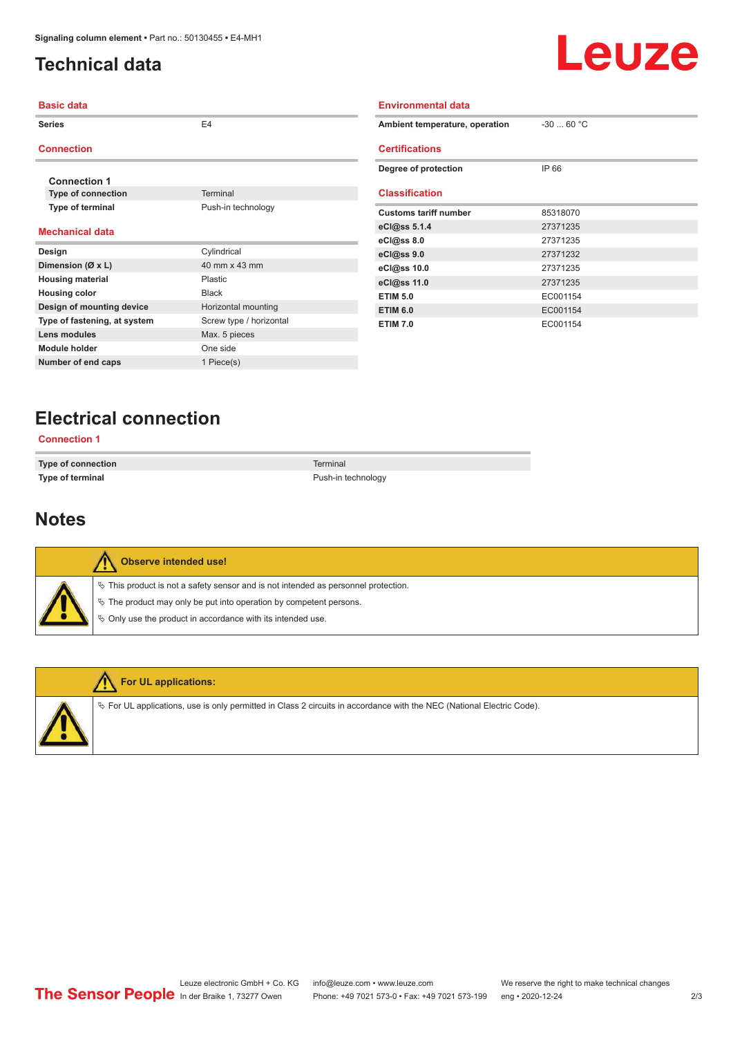# Technical data

## Basic data

| | |
|---|---|
| **Series** | E4 |

## Connection

**Connection 1**

| | |
|---|---|
| **Type of connection** | Terminal |
| **Type of terminal** | Push-in technology |

## Mechanical data

| | |
|---|---|
| **Design** | Cylindrical |
| **Dimension (Ø x L)** | 40 mm x 43 mm |
| **Housing material** | Plastic |
| **Housing color** | Black |
| **Design of mounting device** | Horizontal mounting |
| **Type of fastening, at system** | Screw type / horizontal |
| **Lens modules** | Max. 5 pieces |
| **Module holder** | One side |
| **Number of end caps** | 1 Piece(s) |

## Environmental data

| | |
|---|---|
| **Ambient temperature, operation** | -30 ... 60 °C |

## Certifications

| | |
|---|---|
| **Degree of protection** | IP 66 |

## Classification

| | |
|---|---|
| **Customs tariff number** | 85318070 |
| **eCl@ss 5.1.4** | 27371235 |
| **eCl@ss 8.0** | 27371235 |
| **eCl@ss 9.0** | 27371232 |
| **eCl@ss 10.0** | 27371235 |
| **eCl@ss 11.0** | 27371235 |
| **ETIM 5.0** | EC001154 |
| **ETIM 6.0** | EC001154 |
| **ETIM 7.0** | EC001154 |

# Electrical connection

## Connection 1

| | |
|---|---|
| **Type of connection** | Terminal |
| **Type of terminal** | Push-in technology |

# Notes

**Observe intended use!**

- This product is not a safety sensor and is not intended as personnel protection.
- The product may only be put into operation by competent persons.
- Only use the product in accordance with its intended use.

**For UL applications:**

- For UL applications, use is only permitted in Class 2 circuits in accordance with the NEC (National Electric Code).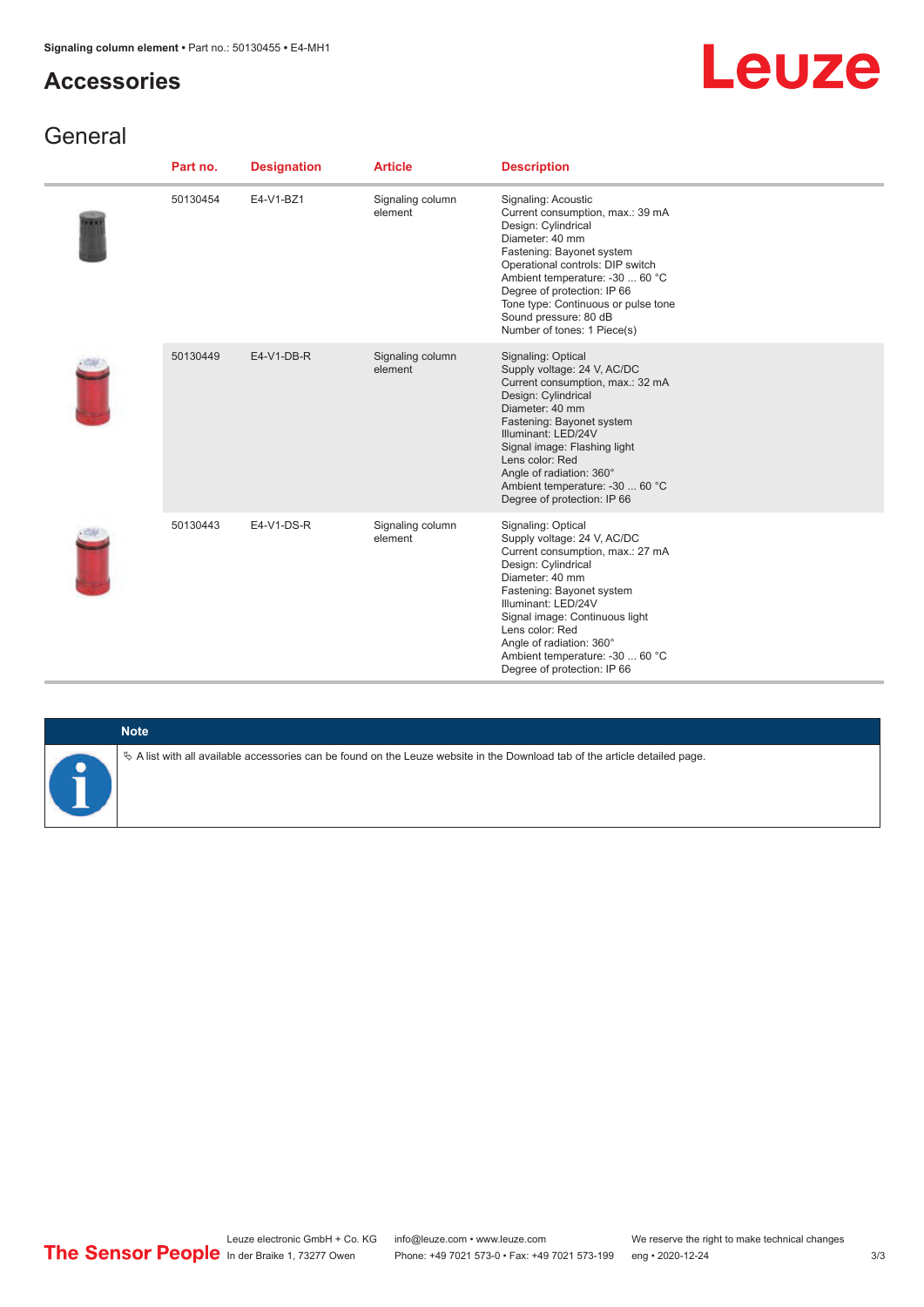# Accessories

## General

| | Part no. | Designation | Article | Description |
|---|---|---|---|---|
| | 50130454 | E4-V1-BZ1 | Signaling column element | Signaling: Acoustic<br>Current consumption, max.: 39 mA<br>Design: Cylindrical<br>Diameter: 40 mm<br>Fastening: Bayonet system<br>Operational controls: DIP switch<br>Ambient temperature: -30 ... 60 °C<br>Degree of protection: IP 66<br>Tone type: Continuous or pulse tone<br>Sound pressure: 80 dB<br>Number of tones: 1 Piece(s) |
| | 50130449 | E4-V1-DB-R | Signaling column element | Signaling: Optical<br>Supply voltage: 24 V, AC/DC<br>Current consumption, max.: 32 mA<br>Design: Cylindrical<br>Diameter: 40 mm<br>Fastening: Bayonet system<br>Illuminant: LED/24V<br>Signal image: Flashing light<br>Lens color: Red<br>Angle of radiation: 360°<br>Ambient temperature: -30 ... 60 °C<br>Degree of protection: IP 66 |
| | 50130443 | E4-V1-DS-R | Signaling column element | Signaling: Optical<br>Supply voltage: 24 V, AC/DC<br>Current consumption, max.: 27 mA<br>Design: Cylindrical<br>Diameter: 40 mm<br>Fastening: Bayonet system<br>Illuminant: LED/24V<br>Signal image: Continuous light<br>Lens color: Red<br>Angle of radiation: 360°<br>Ambient temperature: -30 ... 60 °C<br>Degree of protection: IP 66 |

**Note**

↳ A list with all available accessories can be found on the Leuze website in the Download tab of the article detailed page.